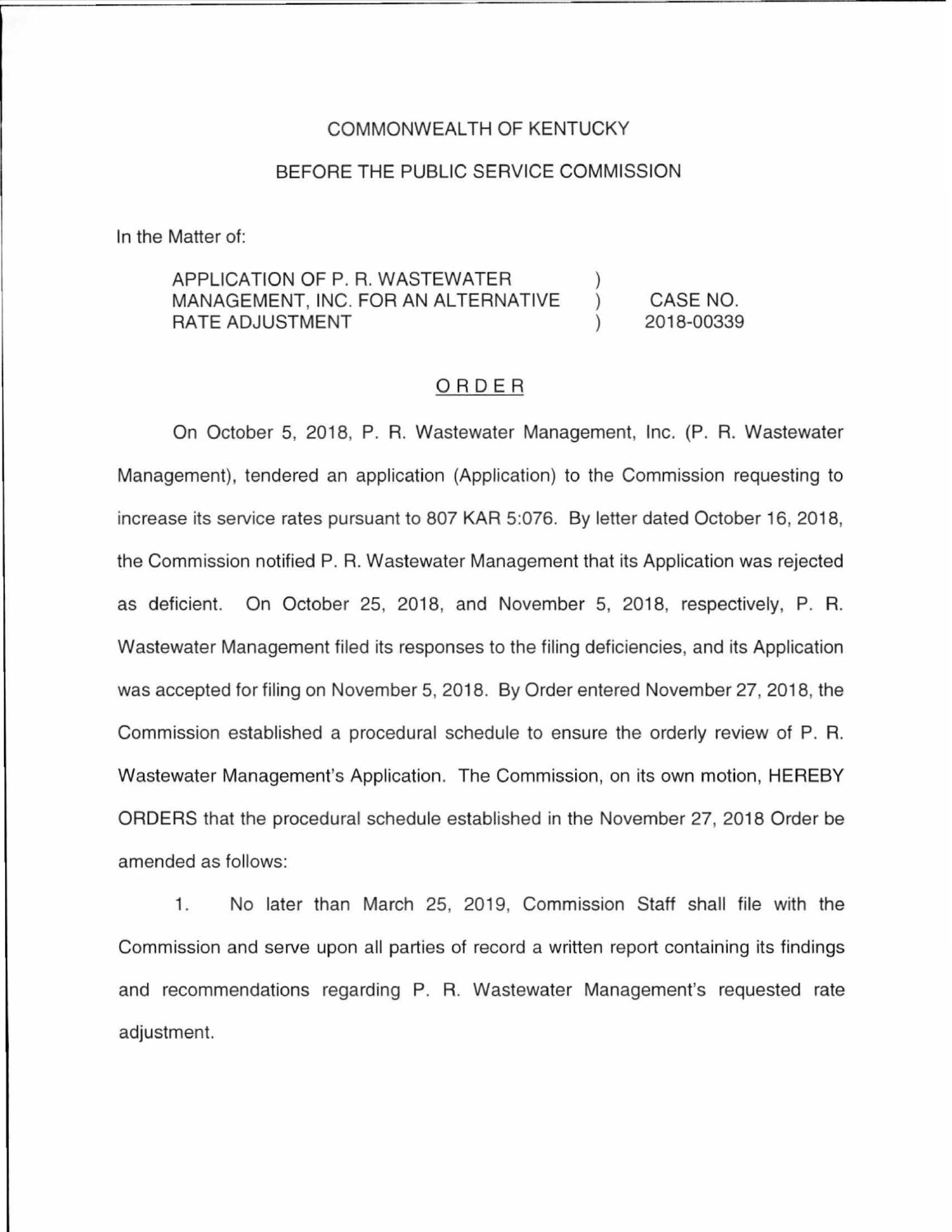COMMONWEALTH OF KENTUCKY

BEFORE THE PUBLIC SERVICE COMMISSION

In the Matter of:

| | | |
|---|---|---|
| APPLICATION OF P. R. WASTEWATER MANAGEMENT, INC. FOR AN ALTERNATIVE RATE ADJUSTMENT | ) ) ) | CASE NO. 2018-00339 |

ORDER

On October 5, 2018, P. R. Wastewater Management, Inc. (P. R. Wastewater Management), tendered an application (Application) to the Commission requesting to increase its service rates pursuant to 807 KAR 5:076. By letter dated October 16, 2018, the Commission notified P. R. Wastewater Management that its Application was rejected as deficient. On October 25, 2018, and November 5, 2018, respectively, P. R. Wastewater Management filed its responses to the filing deficiencies, and its Application was accepted for filing on November 5, 2018. By Order entered November 27, 2018, the Commission established a procedural schedule to ensure the orderly review of P. R. Wastewater Management's Application. The Commission, on its own motion, HEREBY ORDERS that the procedural schedule established in the November 27, 2018 Order be amended as follows:

1. No later than March 25, 2019, Commission Staff shall file with the Commission and serve upon all parties of record a written report containing its findings and recommendations regarding P. R. Wastewater Management's requested rate adjustment.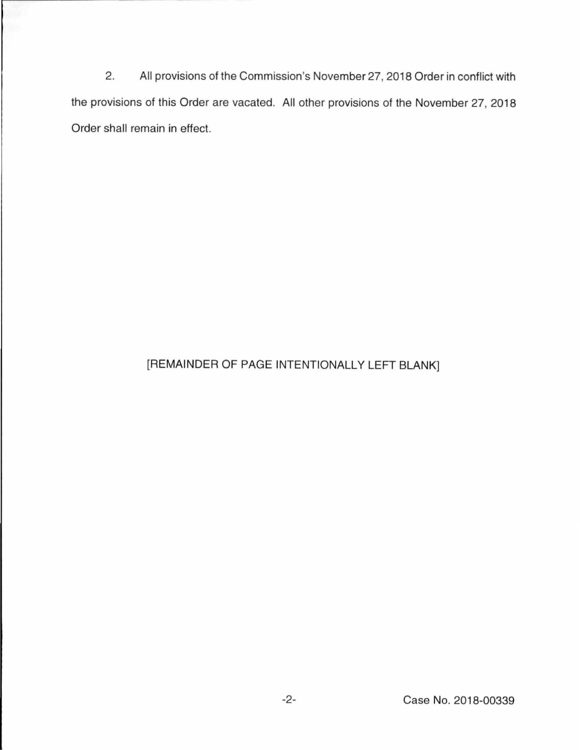2. All provisions of the Commission's November 27, 2018 Order in conflict with the provisions of this Order are vacated. All other provisions of the November 27, 2018 Order shall remain in effect.

[REMAINDER OF PAGE INTENTIONALLY LEFT BLANK]

Case No. 2018-00339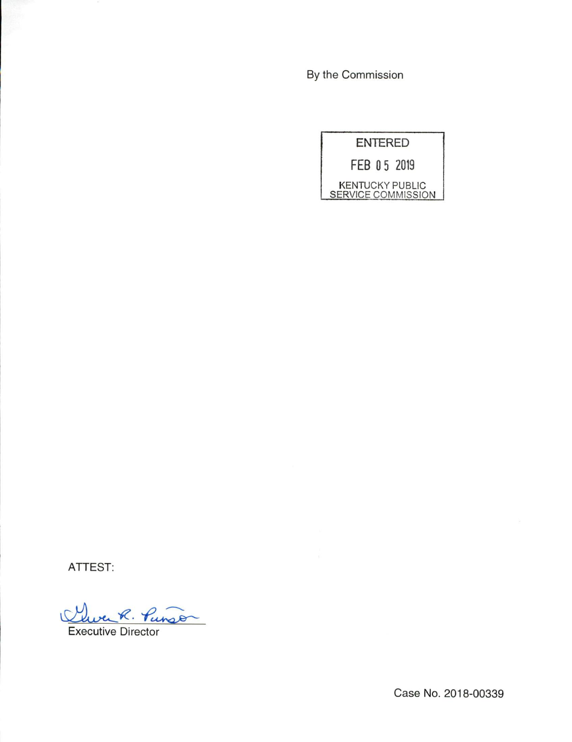By the Commission

ENTERED

FEB 05 2019

KENTUCKY PUBLIC SERVICE COMMISSION

ATTEST:

Executive Director

Case No. 2018-00339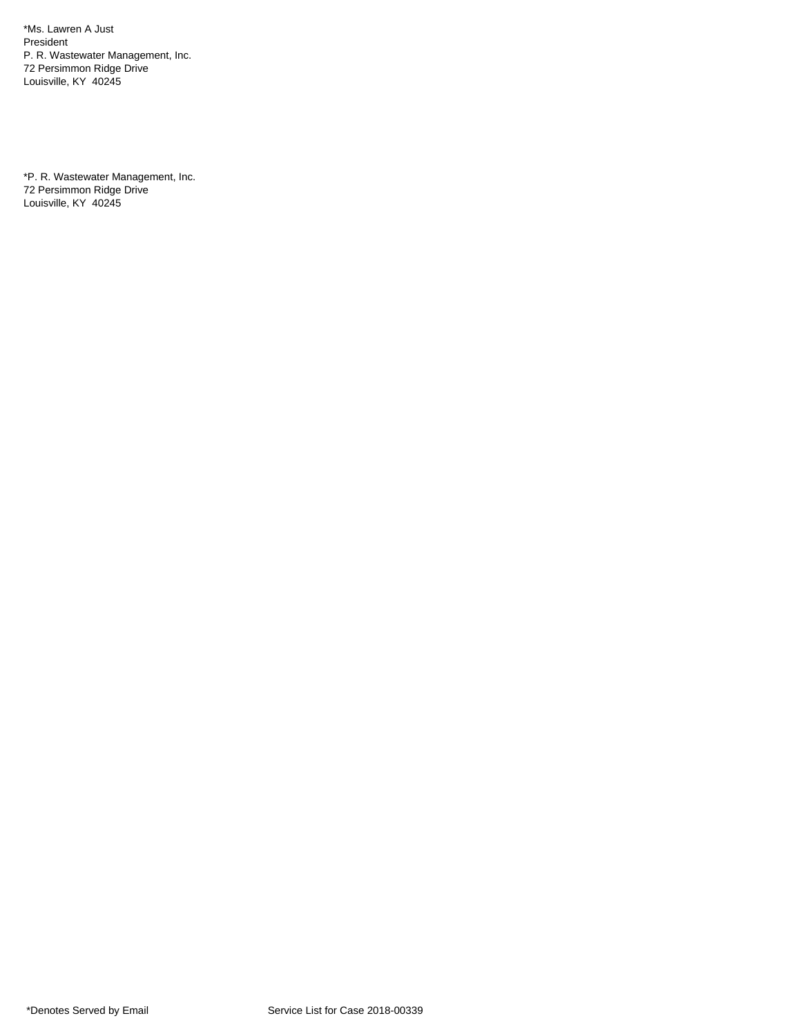*Ms. Lawren A Just
President
P. R. Wastewater Management, Inc.
72 Persimmon Ridge Drive
Louisville, KY 40245

*P. R. Wastewater Management, Inc.
72 Persimmon Ridge Drive
Louisville, KY 40245